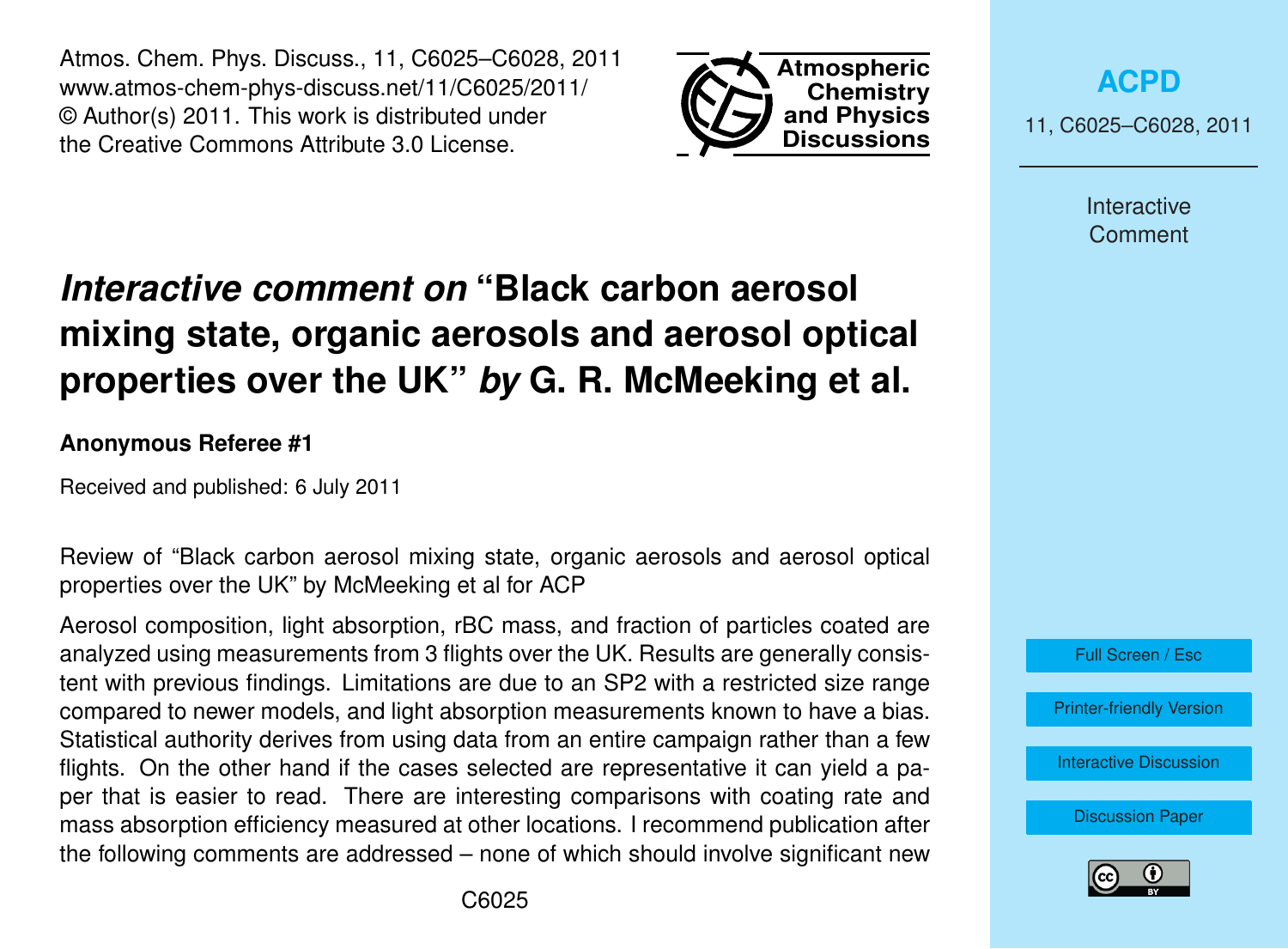# *Interactive comment on* "Black carbon aerosol mixing state, organic aerosols and aerosol optical properties over the UK" *by* G. R. McMeeking et al.

**Anonymous Referee #1**

Received and published: 6 July 2011

Review of "Black carbon aerosol mixing state, organic aerosols and aerosol optical properties over the UK" by McMeeking et al for ACP

Aerosol composition, light absorption, rBC mass, and fraction of particles coated are analyzed using measurements from 3 flights over the UK. Results are generally consistent with previous findings. Limitations are due to an SP2 with a restricted size range compared to newer models, and light absorption measurements known to have a bias. Statistical authority derives from using data from an entire campaign rather than a few flights. On the other hand if the cases selected are representative it can yield a paper that is easier to read. There are interesting comparisons with coating rate and mass absorption efficiency measured at other locations. I recommend publication after the following comments are addressed – none of which should involve significant new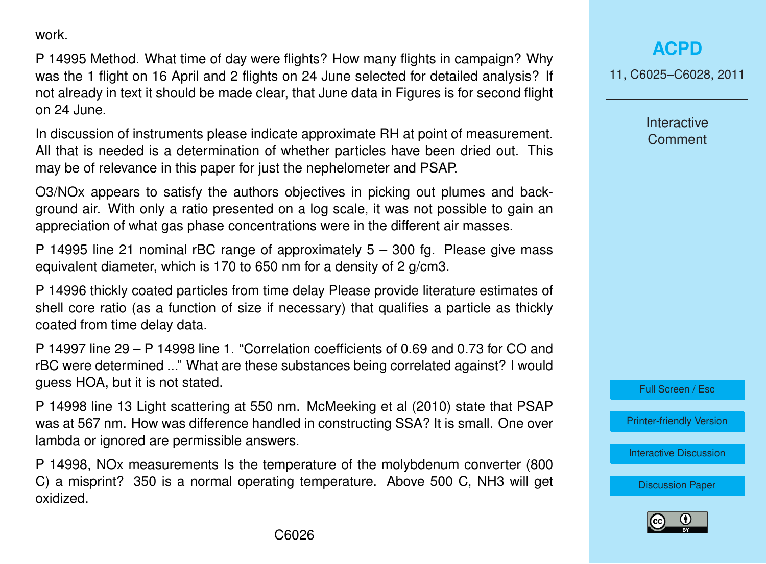work.

P 14995 Method. What time of day were flights? How many flights in campaign? Why was the 1 flight on 16 April and 2 flights on 24 June selected for detailed analysis? If not already in text it should be made clear, that June data in Figures is for second flight on 24 June.

In discussion of instruments please indicate approximate RH at point of measurement. All that is needed is a determination of whether particles have been dried out. This may be of relevance in this paper for just the nephelometer and PSAP.

$O_3/NO_x$ appears to satisfy the authors objectives in picking out plumes and background air. With only a ratio presented on a log scale, it was not possible to gain an appreciation of what gas phase concentrations were in the different air masses.

P 14995 line 21 nominal rBC range of approximately 5 – 300 fg. Please give mass equivalent diameter, which is 170 to 650 nm for a density of 2 g/cm3.

P 14996 thickly coated particles from time delay Please provide literature estimates of shell core ratio (as a function of size if necessary) that qualifies a particle as thickly coated from time delay data.

P 14997 line 29 – P 14998 line 1. "Correlation coefficients of 0.69 and 0.73 for CO and rBC were determined ..." What are these substances being correlated against? I would guess HOA, but it is not stated.

P 14998 line 13 Light scattering at 550 nm. McMeeking et al (2010) state that PSAP was at 567 nm. How was difference handled in constructing SSA? It is small. One over lambda or ignored are permissible answers.

P 14998, $NO_x$ measurements Is the temperature of the molybdenum converter (800 C) a misprint? 350 is a normal operating temperature. Above 500 C, $NH_3$ will get oxidized.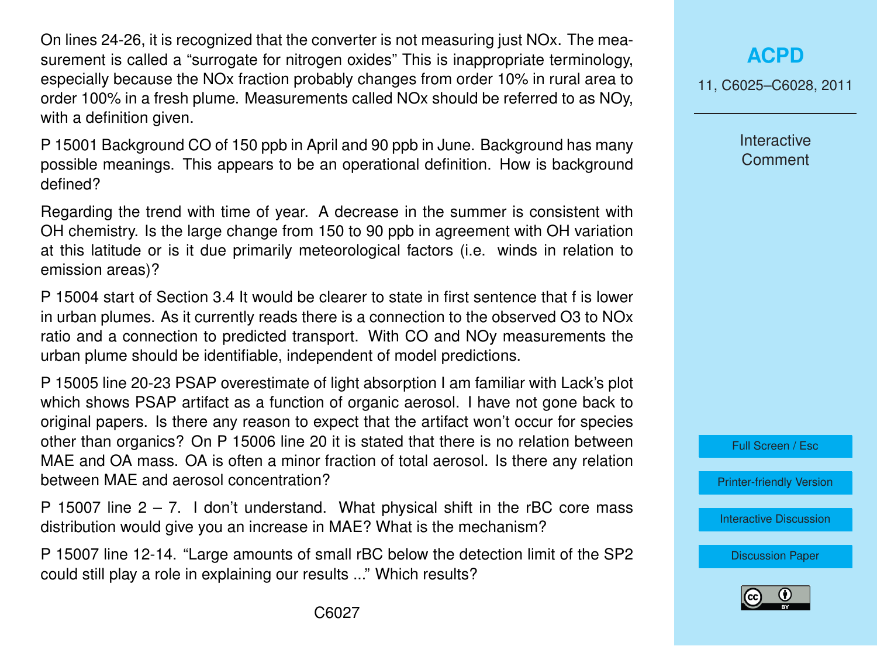On lines 24-26, it is recognized that the converter is not measuring just NOx. The measurement is called a "surrogate for nitrogen oxides" This is inappropriate terminology, especially because the NOx fraction probably changes from order 10% in rural area to order 100% in a fresh plume. Measurements called NOx should be referred to as NOy, with a definition given.

P 15001 Background CO of 150 ppb in April and 90 ppb in June. Background has many possible meanings. This appears to be an operational definition. How is background defined?

Regarding the trend with time of year. A decrease in the summer is consistent with OH chemistry. Is the large change from 150 to 90 ppb in agreement with OH variation at this latitude or is it due primarily meteorological factors (i.e. winds in relation to emission areas)?

P 15004 start of Section 3.4 It would be clearer to state in first sentence that f is lower in urban plumes. As it currently reads there is a connection to the observed O3 to NOx ratio and a connection to predicted transport. With CO and NOy measurements the urban plume should be identifiable, independent of model predictions.

P 15005 line 20-23 PSAP overestimate of light absorption I am familiar with Lack's plot which shows PSAP artifact as a function of organic aerosol. I have not gone back to original papers. Is there any reason to expect that the artifact won't occur for species other than organics? On P 15006 line 20 it is stated that there is no relation between MAE and OA mass. OA is often a minor fraction of total aerosol. Is there any relation between MAE and aerosol concentration?

P 15007 line 2 – 7. I don't understand. What physical shift in the rBC core mass distribution would give you an increase in MAE? What is the mechanism?

P 15007 line 12-14. "Large amounts of small rBC below the detection limit of the SP2 could still play a role in explaining our results ..." Which results?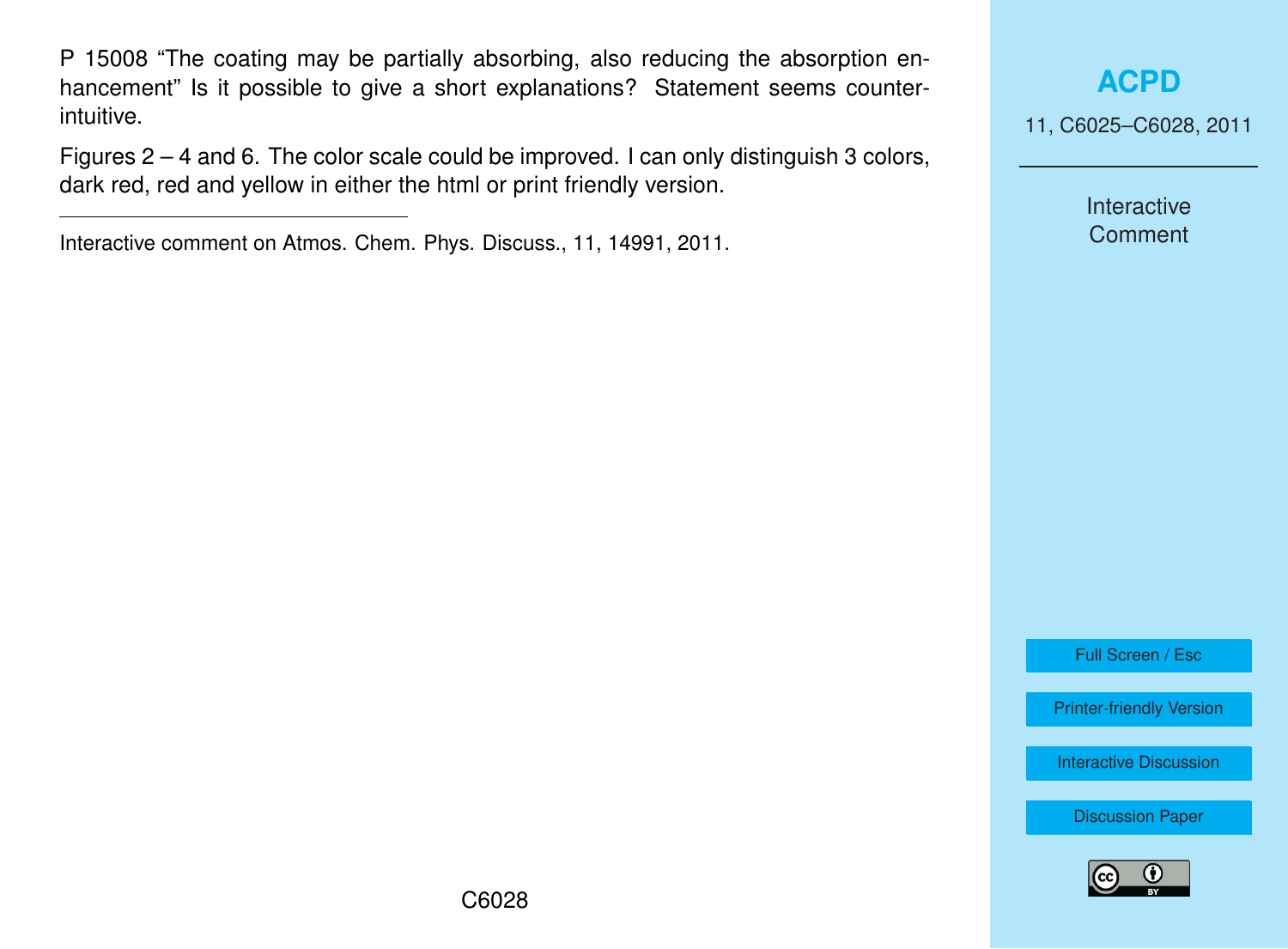P 15008 “The coating may be partially absorbing, also reducing the absorption enhancement” Is it possible to give a short explanations? Statement seems counter-intuitive.

Figures 2 – 4 and 6. The color scale could be improved. I can only distinguish 3 colors, dark red, red and yellow in either the html or print friendly version.

---

Interactive comment on Atmos. Chem. Phys. Discuss., 11, 14991, 2011.